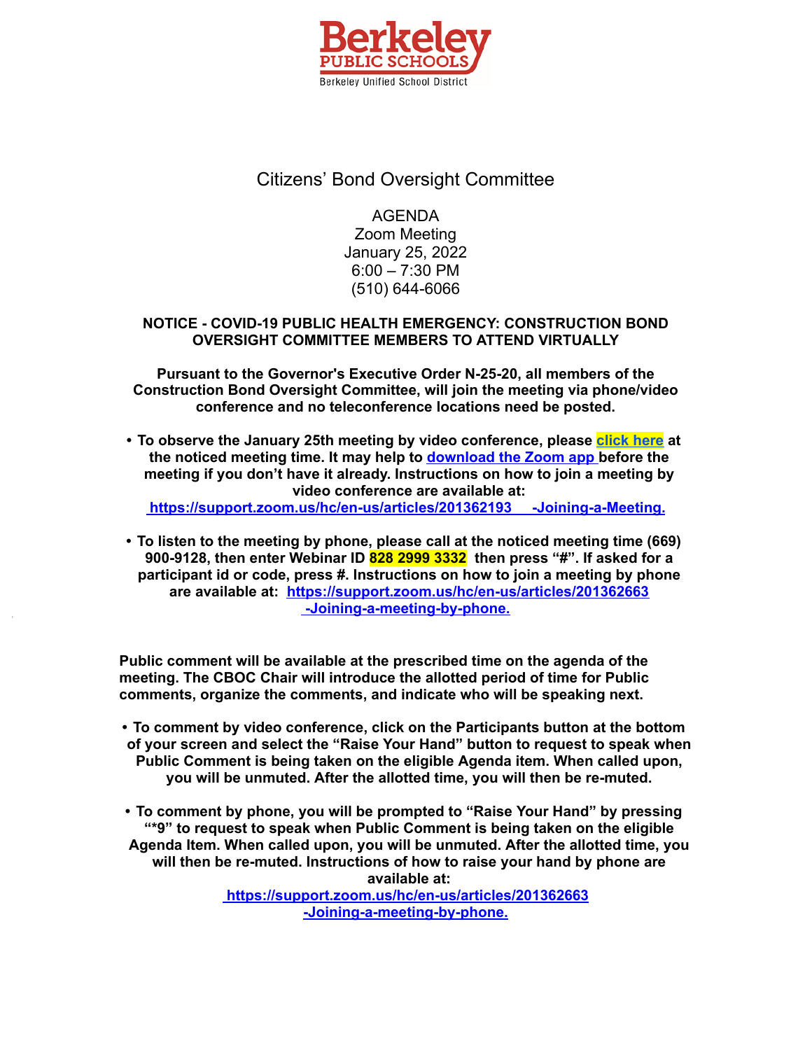Berkeley PUBLIC SCHOOLS
Berkeley Unified School District

# Citizens' Bond Oversight Committee

AGENDA
Zoom Meeting
January 25, 2022
6:00 – 7:30 PM
(510) 644-6066

**NOTICE - COVID-19 PUBLIC HEALTH EMERGENCY: CONSTRUCTION BOND OVERSIGHT COMMITTEE MEMBERS TO ATTEND VIRTUALLY**

**Pursuant to the Governor's Executive Order N-25-20, all members of the Construction Bond Oversight Committee, will join the meeting via phone/video conference and no teleconference locations need be posted.**

- **To observe the January 25th meeting by video conference, please click here at the noticed meeting time. It may help to download the Zoom app before the meeting if you don't have it already. Instructions on how to join a meeting by video conference are available at: https://support.zoom.us/hc/en-us/articles/201362193 -Joining-a-Meeting.**

- **To listen to the meeting by phone, please call at the noticed meeting time (669) 900-9128, then enter Webinar ID 828 2999 3332 then press "#". If asked for a participant id or code, press #. Instructions on how to join a meeting by phone are available at: https://support.zoom.us/hc/en-us/articles/201362663 -Joining-a-meeting-by-phone.**

**Public comment will be available at the prescribed time on the agenda of the meeting. The CBOC Chair will introduce the allotted period of time for Public comments, organize the comments, and indicate who will be speaking next.**

- **To comment by video conference, click on the Participants button at the bottom of your screen and select the "Raise Your Hand" button to request to speak when Public Comment is being taken on the eligible Agenda item. When called upon, you will be unmuted. After the allotted time, you will then be re-muted.**

- **To comment by phone, you will be prompted to "Raise Your Hand" by pressing "*9" to request to speak when Public Comment is being taken on the eligible Agenda Item. When called upon, you will be unmuted. After the allotted time, you will then be re-muted. Instructions of how to raise your hand by phone are available at: https://support.zoom.us/hc/en-us/articles/201362663 -Joining-a-meeting-by-phone.**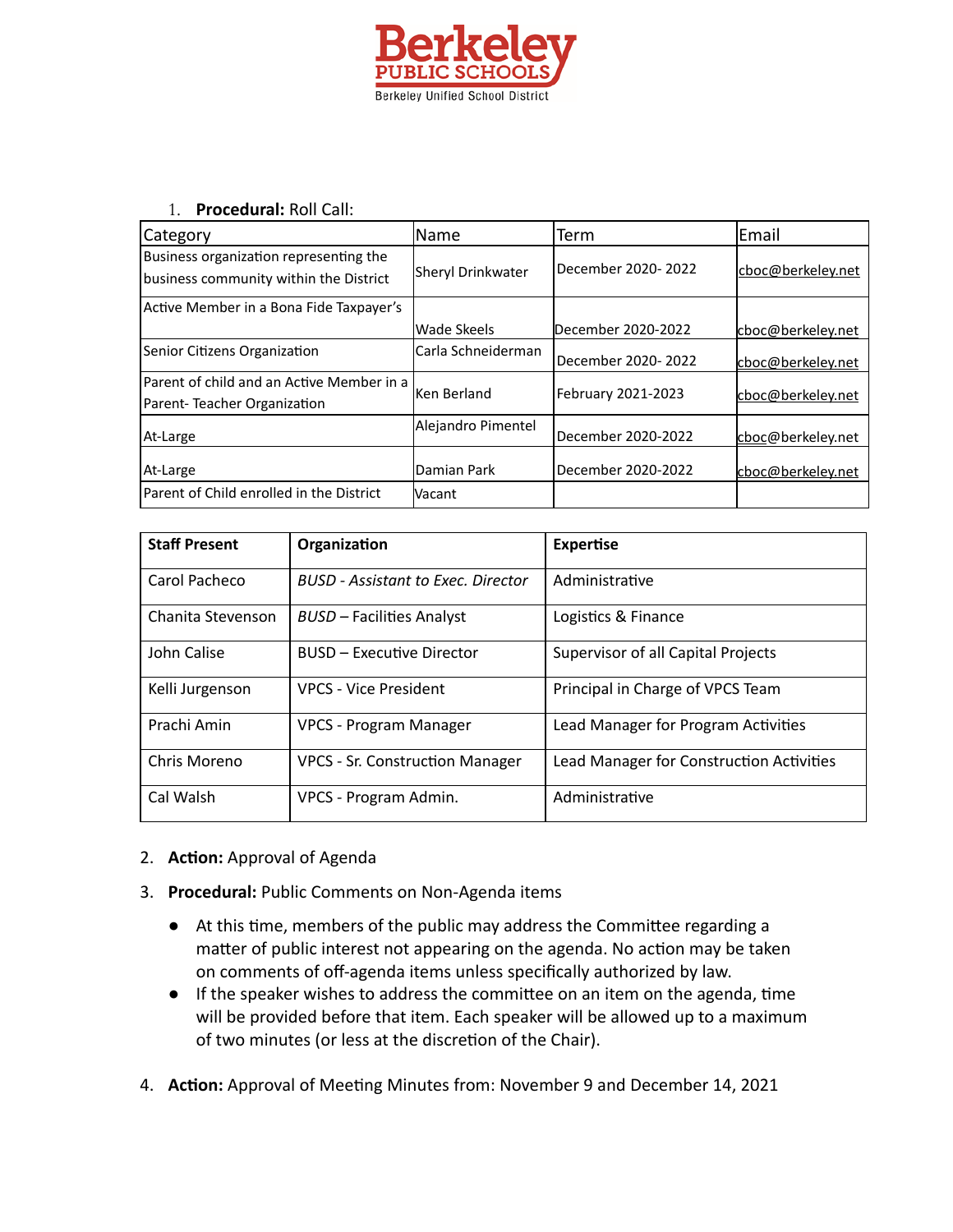Berkeley PUBLIC SCHOOLS
Berkeley Unified School District

1. **Procedural:** Roll Call:

| Category | Name | Term | Email |
|---|---|---|---|
| Business organization representing the business community within the District | Sheryl Drinkwater | December 2020- 2022 | cboc@berkeley.net |
| Active Member in a Bona Fide Taxpayer's | Wade Skeels | December 2020-2022 | cboc@berkeley.net |
| Senior Citizens Organization | Carla Schneiderman | December 2020- 2022 | cboc@berkeley.net |
| Parent of child and an Active Member in a Parent- Teacher Organization | Ken Berland | February 2021-2023 | cboc@berkeley.net |
| At-Large | Alejandro Pimentel | December 2020-2022 | cboc@berkeley.net |
| At-Large | Damian Park | December 2020-2022 | cboc@berkeley.net |
| Parent of Child enrolled in the District | Vacant | | |

| **Staff Present** | **Organization** | **Expertise** |
|---|---|---|
| Carol Pacheco | *BUSD - Assistant to Exec. Director* | Administrative |
| Chanita Stevenson | *BUSD* – Facilities Analyst | Logistics & Finance |
| John Calise | BUSD – Executive Director | Supervisor of all Capital Projects |
| Kelli Jurgenson | VPCS - Vice President | Principal in Charge of VPCS Team |
| Prachi Amin | VPCS - Program Manager | Lead Manager for Program Activities |
| Chris Moreno | VPCS - Sr. Construction Manager | Lead Manager for Construction Activities |
| Cal Walsh | VPCS - Program Admin. | Administrative |

2. **Action:** Approval of Agenda
3. **Procedural:** Public Comments on Non-Agenda items
   - At this time, members of the public may address the Committee regarding a matter of public interest not appearing on the agenda. No action may be taken on comments of off-agenda items unless specifically authorized by law.
   - If the speaker wishes to address the committee on an item on the agenda, time will be provided before that item. Each speaker will be allowed up to a maximum of two minutes (or less at the discretion of the Chair).
4. **Action:** Approval of Meeting Minutes from: November 9 and December 14, 2021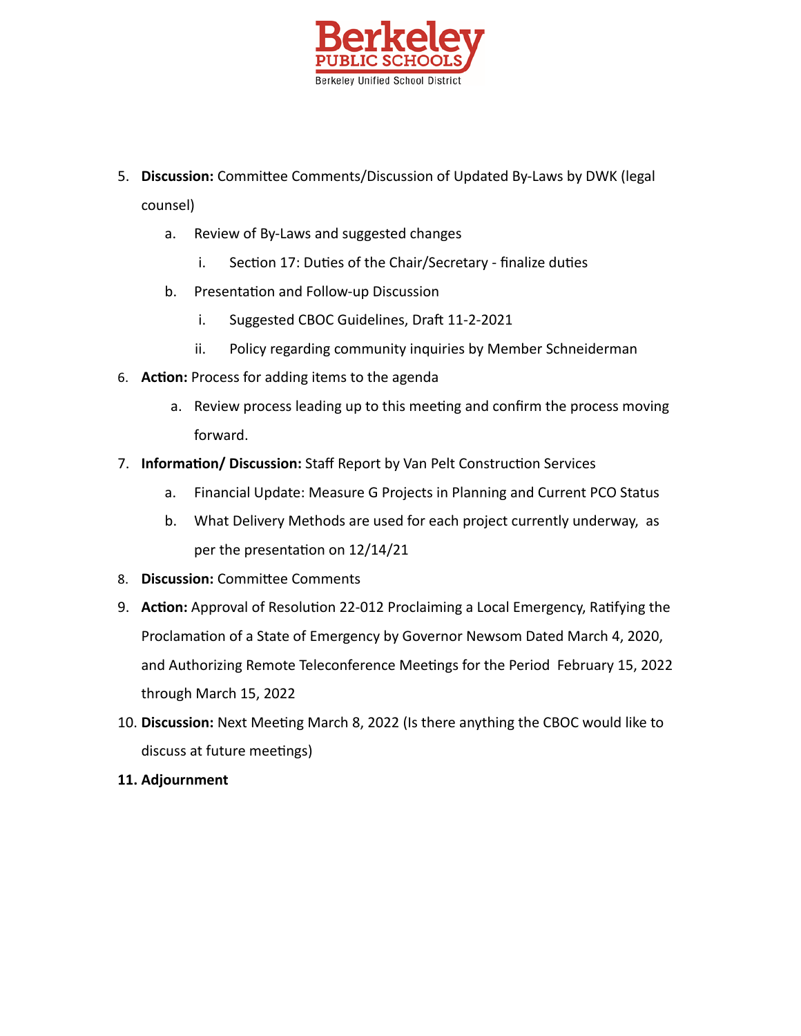5. **Discussion:** Committee Comments/Discussion of Updated By-Laws by DWK (legal counsel)
    a. Review of By-Laws and suggested changes
        i. Section 17: Duties of the Chair/Secretary - finalize duties
    b. Presentation and Follow-up Discussion
        i. Suggested CBOC Guidelines, Draft 11-2-2021
        ii. Policy regarding community inquiries by Member Schneiderman
6. **Action:** Process for adding items to the agenda
    a. Review process leading up to this meeting and confirm the process moving forward.
7. **Information/ Discussion:** Staff Report by Van Pelt Construction Services
    a. Financial Update: Measure G Projects in Planning and Current PCO Status
    b. What Delivery Methods are used for each project currently underway, as per the presentation on 12/14/21
8. **Discussion:** Committee Comments
9. **Action:** Approval of Resolution 22-012 Proclaiming a Local Emergency, Ratifying the Proclamation of a State of Emergency by Governor Newsom Dated March 4, 2020, and Authorizing Remote Teleconference Meetings for the Period February 15, 2022 through March 15, 2022
10. **Discussion:** Next Meeting March 8, 2022 (Is there anything the CBOC would like to discuss at future meetings)
11. **Adjournment**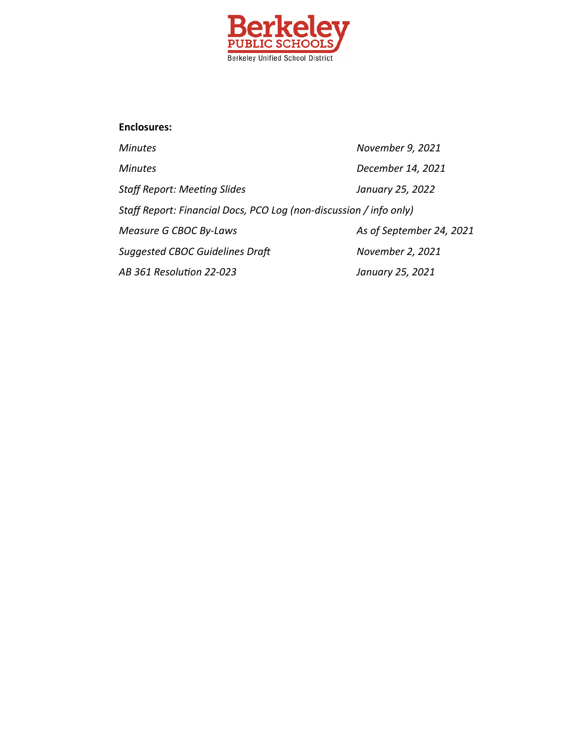Berkeley PUBLIC SCHOOLS
Berkeley Unified School District

**Enclosures:**

| | |
|---|---|
| *Minutes* | *November 9, 2021* |
| *Minutes* | *December 14, 2021* |
| *Staff Report: Meeting Slides* | *January 25, 2022* |
| *Staff Report: Financial Docs, PCO Log (non-discussion / info only)* | |
| *Measure G CBOC By-Laws* | *As of September 24, 2021* |
| *Suggested CBOC Guidelines Draft* | *November 2, 2021* |
| *AB 361 Resolution 22-023* | *January 25, 2021* |